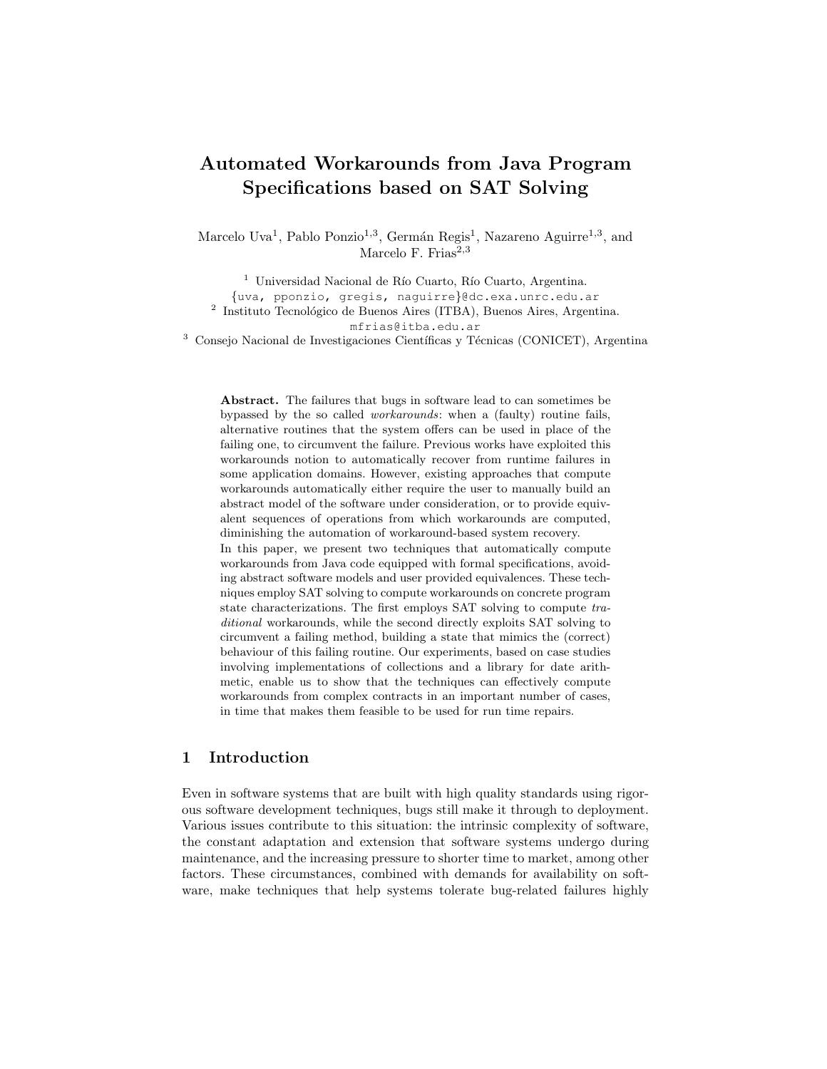# Automated Workarounds from Java Program Specifications based on SAT Solving

Marcelo Uva[1], Pablo Ponzio[1,3], Germán Regis[1], Nazareno Aguirre[1,3], and Marcelo F. Frias[2,3]

[1] Universidad Nacional de Río Cuarto, Río Cuarto, Argentina.
{uva, pponzio, gregis, naguirre}@dc.exa.unrc.edu.ar

[2] Instituto Tecnológico de Buenos Aires (ITBA), Buenos Aires, Argentina.
mfrias@itba.edu.ar

[3] Consejo Nacional de Investigaciones Científicas y Técnicas (CONICET), Argentina

**Abstract.** The failures that bugs in software lead to can sometimes be bypassed by the so called *workarounds*: when a (faulty) routine fails, alternative routines that the system offers can be used in place of the failing one, to circumvent the failure. Previous works have exploited this workarounds notion to automatically recover from runtime failures in some application domains. However, existing approaches that compute workarounds automatically either require the user to manually build an abstract model of the software under consideration, or to provide equivalent sequences of operations from which workarounds are computed, diminishing the automation of workaround-based system recovery.
In this paper, we present two techniques that automatically compute workarounds from Java code equipped with formal specifications, avoiding abstract software models and user provided equivalences. These techniques employ SAT solving to compute workarounds on concrete program state characterizations. The first employs SAT solving to compute *traditional* workarounds, while the second directly exploits SAT solving to circumvent a failing method, building a state that mimics the (correct) behaviour of this failing routine. Our experiments, based on case studies involving implementations of collections and a library for date arithmetic, enable us to show that the techniques can effectively compute workarounds from complex contracts in an important number of cases, in time that makes them feasible to be used for run time repairs.

## 1 Introduction

Even in software systems that are built with high quality standards using rigorous software development techniques, bugs still make it through to deployment. Various issues contribute to this situation: the intrinsic complexity of software, the constant adaptation and extension that software systems undergo during maintenance, and the increasing pressure to shorter time to market, among other factors. These circumstances, combined with demands for availability on software, make techniques that help systems tolerate bug-related failures highly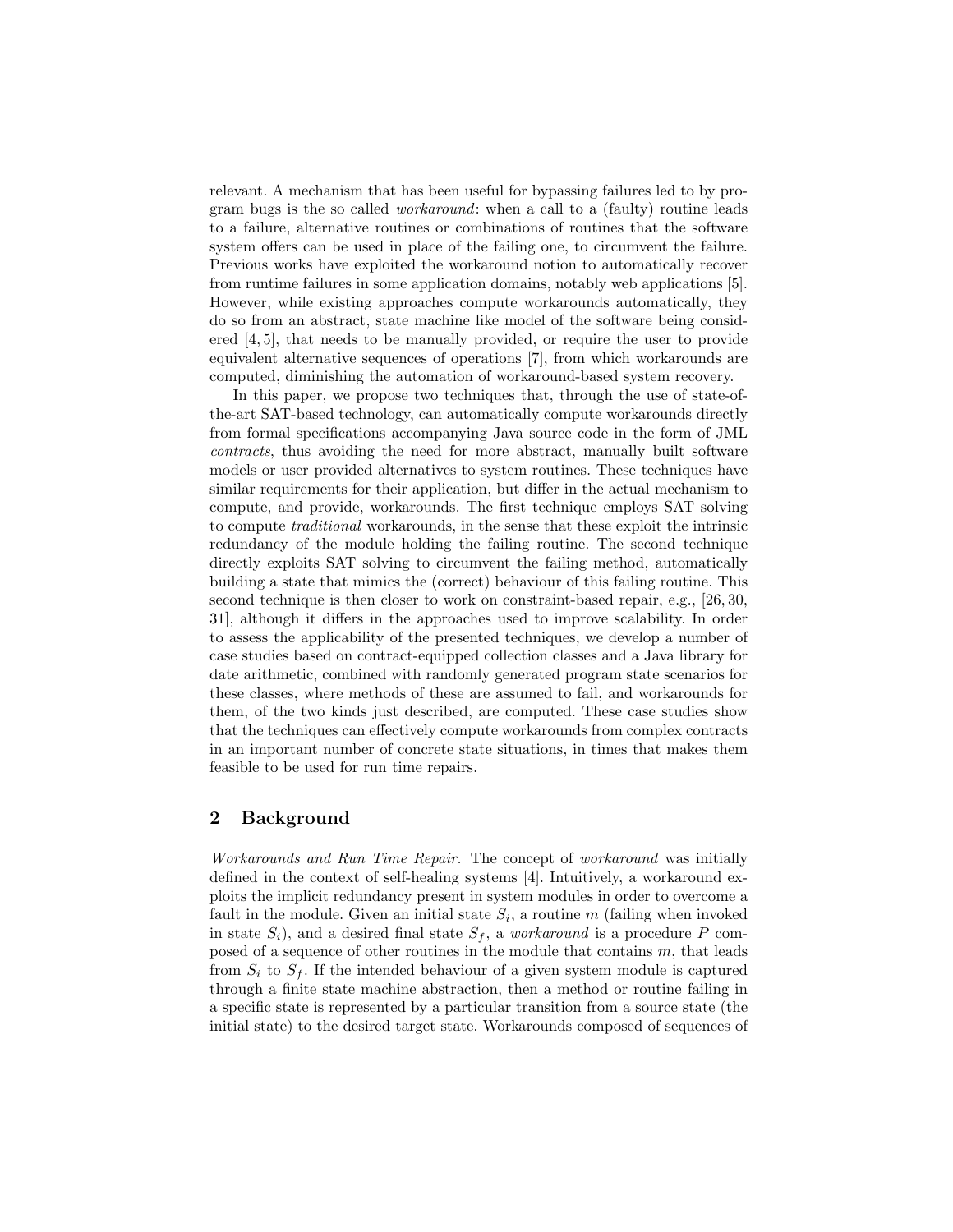relevant. A mechanism that has been useful for bypassing failures led to by program bugs is the so called *workaround*: when a call to a (faulty) routine leads to a failure, alternative routines or combinations of routines that the software system offers can be used in place of the failing one, to circumvent the failure. Previous works have exploited the workaround notion to automatically recover from runtime failures in some application domains, notably web applications [5]. However, while existing approaches compute workarounds automatically, they do so from an abstract, state machine like model of the software being considered [4, 5], that needs to be manually provided, or require the user to provide equivalent alternative sequences of operations [7], from which workarounds are computed, diminishing the automation of workaround-based system recovery.

In this paper, we propose two techniques that, through the use of state-of-the-art SAT-based technology, can automatically compute workarounds directly from formal specifications accompanying Java source code in the form of JML *contracts*, thus avoiding the need for more abstract, manually built software models or user provided alternatives to system routines. These techniques have similar requirements for their application, but differ in the actual mechanism to compute, and provide, workarounds. The first technique employs SAT solving to compute *traditional* workarounds, in the sense that these exploit the intrinsic redundancy of the module holding the failing routine. The second technique directly exploits SAT solving to circumvent the failing method, automatically building a state that mimics the (correct) behaviour of this failing routine. This second technique is then closer to work on constraint-based repair, e.g., [26, 30, 31], although it differs in the approaches used to improve scalability. In order to assess the applicability of the presented techniques, we develop a number of case studies based on contract-equipped collection classes and a Java library for date arithmetic, combined with randomly generated program state scenarios for these classes, where methods of these are assumed to fail, and workarounds for them, of the two kinds just described, are computed. These case studies show that the techniques can effectively compute workarounds from complex contracts in an important number of concrete state situations, in times that makes them feasible to be used for run time repairs.

## 2 Background

*Workarounds and Run Time Repair.* The concept of *workaround* was initially defined in the context of self-healing systems [4]. Intuitively, a workaround exploits the implicit redundancy present in system modules in order to overcome a fault in the module. Given an initial state $S_i$, a routine $m$ (failing when invoked in state $S_i$), and a desired final state $S_f$, a *workaround* is a procedure $P$ composed of a sequence of other routines in the module that contains $m$, that leads from $S_i$ to $S_f$. If the intended behaviour of a given system module is captured through a finite state machine abstraction, then a method or routine failing in a specific state is represented by a particular transition from a source state (the initial state) to the desired target state. Workarounds composed of sequences of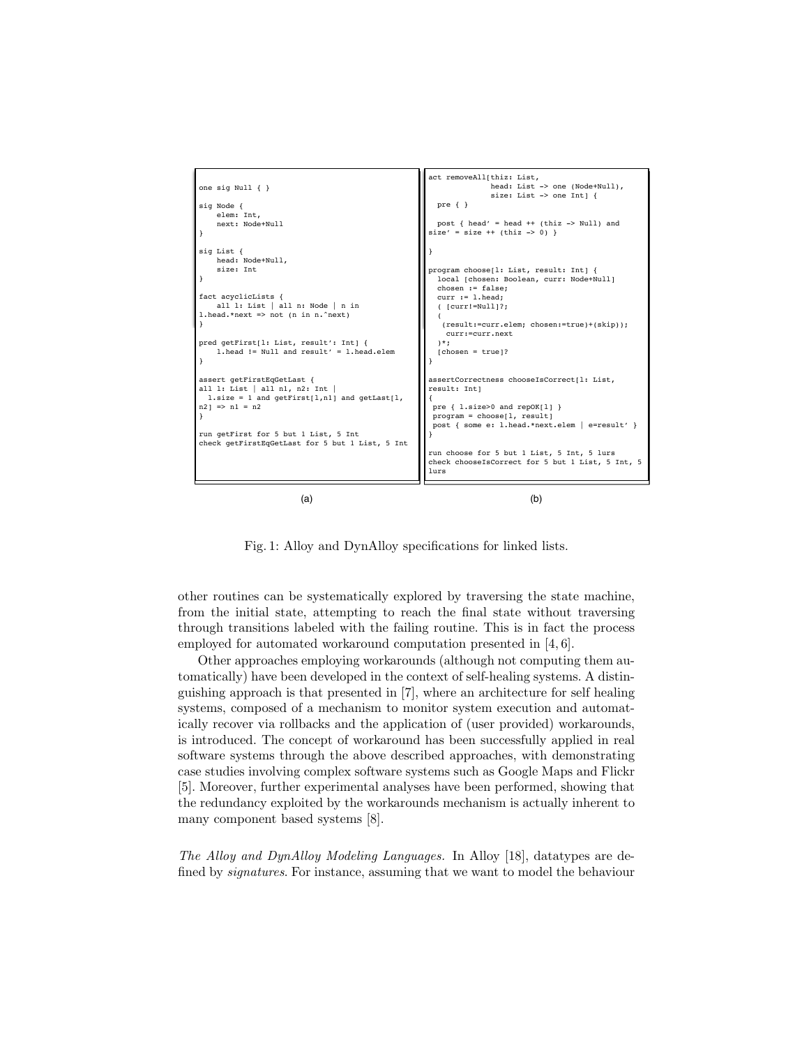```
one sig Null { }

sig Node {
    elem: Int,
    next: Node+Null
}

sig List {
    head: Node+Null,
    size: Int
}

fact acyclicLists {
    all l: List | all n: Node | n in
l.head.*next => not (n in n.^next)
}

pred getFirst[l: List, result': Int] {
    l.head != Null and result' = l.head.elem
}

assert getFirstEqGetLast {
all l: List | all n1, n2: Int |
  l.size = 1 and getFirst[l,n1] and getLast[l,
n2] => n1 = n2
}

run getFirst for 5 but 1 List, 5 Int
check getFirstEqGetLast for 5 but 1 List, 5 Int
```

(a)

```
act removeAll[thiz: List,
              head: List -> one (Node+Null),
              size: List -> one Int] {
  pre { }

  post { head' = head ++ (thiz -> Null) and
size' = size ++ (thiz -> 0) }

}

program choose[l: List, result: Int] {
  local [chosen: Boolean, curr: Node+Null]
  chosen := false;
  curr := l.head;
  ( [curr!=Null]?;
  (
   (result:=curr.elem; chosen:=true)+(skip));
    curr:=curr.next
  )*;
  [chosen = true]?
}

assertCorrectness chooseIsCorrect[l: List,
result: Int]
{
 pre { l.size>0 and repOK[l] }
 program = choose[l, result]
 post { some e: l.head.*next.elem | e=result' }
}

run choose for 5 but 1 List, 5 Int, 5 lurs
check chooseIsCorrect for 5 but 1 List, 5 Int, 5
lurs
```

(b)

Fig. 1: Alloy and DynAlloy specifications for linked lists.

other routines can be systematically explored by traversing the state machine, from the initial state, attempting to reach the final state without traversing through transitions labeled with the failing routine. This is in fact the process employed for automated workaround computation presented in [4, 6].

Other approaches employing workarounds (although not computing them automatically) have been developed in the context of self-healing systems. A distinguishing approach is that presented in [7], where an architecture for self healing systems, composed of a mechanism to monitor system execution and automatically recover via rollbacks and the application of (user provided) workarounds, is introduced. The concept of workaround has been successfully applied in real software systems through the above described approaches, with demonstrating case studies involving complex software systems such as Google Maps and Flickr [5]. Moreover, further experimental analyses have been performed, showing that the redundancy exploited by the workarounds mechanism is actually inherent to many component based systems [8].

*The Alloy and DynAlloy Modeling Languages.* In Alloy [18], datatypes are defined by *signatures*. For instance, assuming that we want to model the behaviour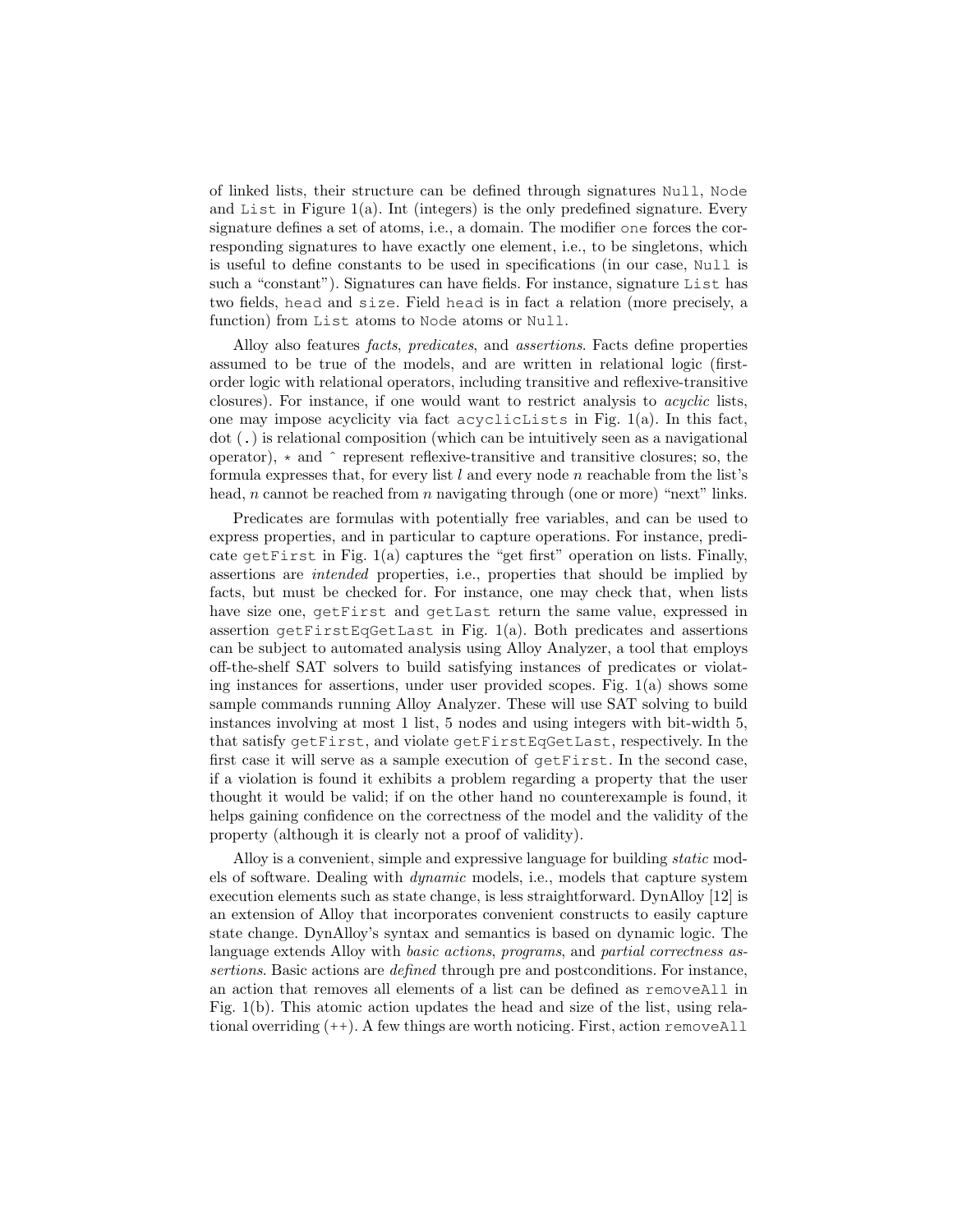of linked lists, their structure can be defined through signatures `Null`, `Node` and `List` in Figure 1(a). Int (integers) is the only predefined signature. Every signature defines a set of atoms, i.e., a domain. The modifier `one` forces the corresponding signatures to have exactly one element, i.e., to be singletons, which is useful to define constants to be used in specifications (in our case, `Null` is such a "constant"). Signatures can have fields. For instance, signature `List` has two fields, `head` and `size`. Field `head` is in fact a relation (more precisely, a function) from `List` atoms to `Node` atoms or `Null`.

Alloy also features *facts*, *predicates*, and *assertions*. Facts define properties assumed to be true of the models, and are written in relational logic (first-order logic with relational operators, including transitive and reflexive-transitive closures). For instance, if one would want to restrict analysis to *acyclic* lists, one may impose acyclicity via fact `acyclicLists` in Fig. 1(a). In this fact, dot (`.`) is relational composition (which can be intuitively seen as a navigational operator), `*` and `^` represent reflexive-transitive and transitive closures; so, the formula expresses that, for every list $l$ and every node $n$ reachable from the list's head, $n$ cannot be reached from $n$ navigating through (one or more) "next" links.

Predicates are formulas with potentially free variables, and can be used to express properties, and in particular to capture operations. For instance, predicate `getFirst` in Fig. 1(a) captures the "get first" operation on lists. Finally, assertions are *intended* properties, i.e., properties that should be implied by facts, but must be checked for. For instance, one may check that, when lists have size one, `getFirst` and `getLast` return the same value, expressed in assertion `getFirstEqGetLast` in Fig. 1(a). Both predicates and assertions can be subject to automated analysis using Alloy Analyzer, a tool that employs off-the-shelf SAT solvers to build satisfying instances of predicates or violating instances for assertions, under user provided scopes. Fig. 1(a) shows some sample commands running Alloy Analyzer. These will use SAT solving to build instances involving at most 1 list, 5 nodes and using integers with bit-width 5, that satisfy `getFirst`, and violate `getFirstEqGetLast`, respectively. In the first case it will serve as a sample execution of `getFirst`. In the second case, if a violation is found it exhibits a problem regarding a property that the user thought it would be valid; if on the other hand no counterexample is found, it helps gaining confidence on the correctness of the model and the validity of the property (although it is clearly not a proof of validity).

Alloy is a convenient, simple and expressive language for building *static* models of software. Dealing with *dynamic* models, i.e., models that capture system execution elements such as state change, is less straightforward. DynAlloy [12] is an extension of Alloy that incorporates convenient constructs to easily capture state change. DynAlloy's syntax and semantics is based on dynamic logic. The language extends Alloy with *basic actions*, *programs*, and *partial correctness assertions*. Basic actions are *defined* through pre and postconditions. For instance, an action that removes all elements of a list can be defined as `removeAll` in Fig. 1(b). This atomic action updates the head and size of the list, using relational overriding (++). A few things are worth noticing. First, action `removeAll`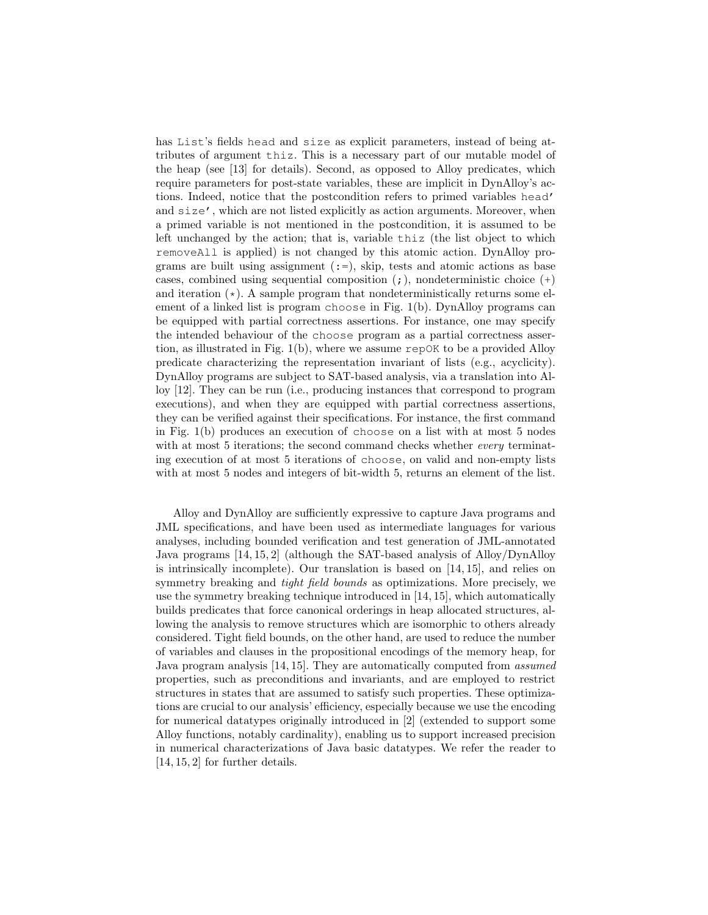has List's fields head and size as explicit parameters, instead of being attributes of argument thiz. This is a necessary part of our mutable model of the heap (see [13] for details). Second, as opposed to Alloy predicates, which require parameters for post-state variables, these are implicit in DynAlloy's actions. Indeed, notice that the postcondition refers to primed variables head' and size', which are not listed explicitly as action arguments. Moreover, when a primed variable is not mentioned in the postcondition, it is assumed to be left unchanged by the action; that is, variable thiz (the list object to which removeAll is applied) is not changed by this atomic action. DynAlloy programs are built using assignment (:=), skip, tests and atomic actions as base cases, combined using sequential composition (;), nondeterministic choice (+) and iteration (*). A sample program that nondeterministically returns some element of a linked list is program choose in Fig. 1(b). DynAlloy programs can be equipped with partial correctness assertions. For instance, one may specify the intended behaviour of the choose program as a partial correctness assertion, as illustrated in Fig. 1(b), where we assume repOK to be a provided Alloy predicate characterizing the representation invariant of lists (e.g., acyclicity). DynAlloy programs are subject to SAT-based analysis, via a translation into Alloy [12]. They can be run (i.e., producing instances that correspond to program executions), and when they are equipped with partial correctness assertions, they can be verified against their specifications. For instance, the first command in Fig. 1(b) produces an execution of choose on a list with at most 5 nodes with at most 5 iterations; the second command checks whether *every* terminating execution of at most 5 iterations of choose, on valid and non-empty lists with at most 5 nodes and integers of bit-width 5, returns an element of the list.

Alloy and DynAlloy are sufficiently expressive to capture Java programs and JML specifications, and have been used as intermediate languages for various analyses, including bounded verification and test generation of JML-annotated Java programs [14, 15, 2] (although the SAT-based analysis of Alloy/DynAlloy is intrinsically incomplete). Our translation is based on [14, 15], and relies on symmetry breaking and *tight field bounds* as optimizations. More precisely, we use the symmetry breaking technique introduced in [14, 15], which automatically builds predicates that force canonical orderings in heap allocated structures, allowing the analysis to remove structures which are isomorphic to others already considered. Tight field bounds, on the other hand, are used to reduce the number of variables and clauses in the propositional encodings of the memory heap, for Java program analysis [14, 15]. They are automatically computed from *assumed* properties, such as preconditions and invariants, and are employed to restrict structures in states that are assumed to satisfy such properties. These optimizations are crucial to our analysis' efficiency, especially because we use the encoding for numerical datatypes originally introduced in [2] (extended to support some Alloy functions, notably cardinality), enabling us to support increased precision in numerical characterizations of Java basic datatypes. We refer the reader to [14, 15, 2] for further details.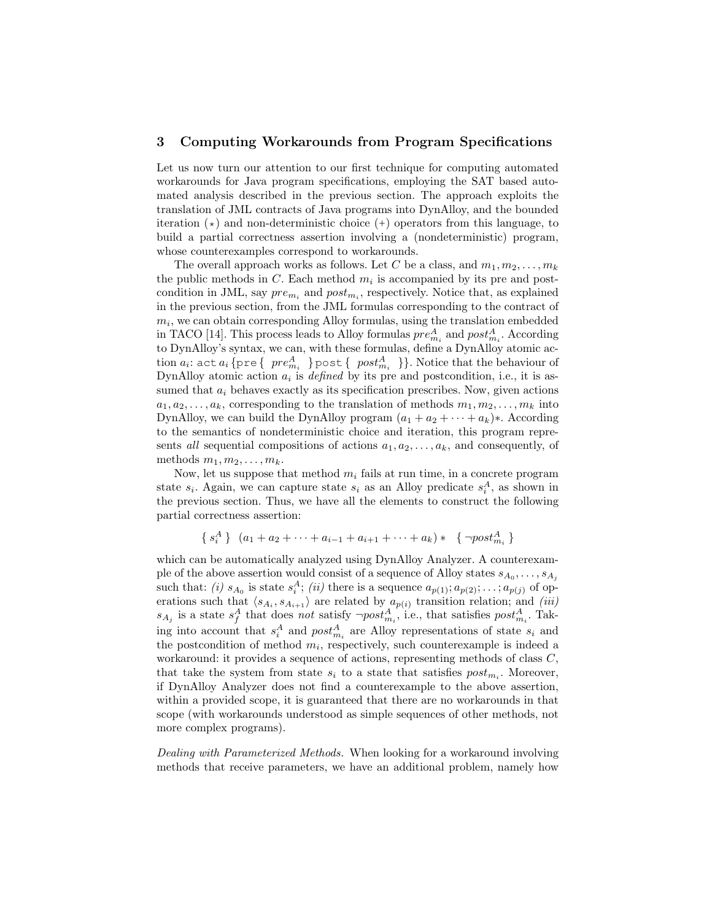## 3 Computing Workarounds from Program Specifications

Let us now turn our attention to our first technique for computing automated workarounds for Java program specifications, employing the SAT based automated analysis described in the previous section. The approach exploits the translation of JML contracts of Java programs into DynAlloy, and the bounded iteration ($\star$) and non-deterministic choice (+) operators from this language, to build a partial correctness assertion involving a (nondeterministic) program, whose counterexamples correspond to workarounds.

The overall approach works as follows. Let $C$ be a class, and $m_1, m_2, \ldots, m_k$ the public methods in $C$. Each method $m_i$ is accompanied by its pre and postcondition in JML, say $pre_{m_i}$ and $post_{m_i}$, respectively. Notice that, as explained in the previous section, from the JML formulas corresponding to the contract of $m_i$, we can obtain corresponding Alloy formulas, using the translation embedded in TACO [14]. This process leads to Alloy formulas $pre^A_{m_i}$ and $post^A_{m_i}$. According to DynAlloy's syntax, we can, with these formulas, define a DynAlloy atomic action $a_i$: `act` $a_i$ {`pre` { $pre^A_{m_i}$ } `post` { $post^A_{m_i}$ }}. Notice that the behaviour of DynAlloy atomic action $a_i$ is *defined* by its pre and postcondition, i.e., it is assumed that $a_i$ behaves exactly as its specification prescribes. Now, given actions $a_1, a_2, \ldots, a_k$, corresponding to the translation of methods $m_1, m_2, \ldots, m_k$ into DynAlloy, we can build the DynAlloy program $(a_1 + a_2 + \cdots + a_k)*$. According to the semantics of nondeterministic choice and iteration, this program represents *all* sequential compositions of actions $a_1, a_2, \ldots, a_k$, and consequently, of methods $m_1, m_2, \ldots, m_k$.

Now, let us suppose that method $m_i$ fails at run time, in a concrete program state $s_i$. Again, we can capture state $s_i$ as an Alloy predicate $s^A_i$, as shown in the previous section. Thus, we have all the elements to construct the following partial correctness assertion:

$$\{ \ s^A_i \ \} \ \ (a_1 + a_2 + \cdots + a_{i-1} + a_{i+1} + \cdots + a_k) * \ \ \{ \neg post^A_{m_i} \ \}$$

which can be automatically analyzed using DynAlloy Analyzer. A counterexample of the above assertion would consist of a sequence of Alloy states $s_{A_0}, \ldots, s_{A_j}$ such that: *(i)* $s_{A_0}$ is state $s^A_i$; *(ii)* there is a sequence $a_{p(1)}; a_{p(2)}; \ldots; a_{p(j)}$ of operations such that $\langle s_{A_i}, s_{A_{i+1}} \rangle$ are related by $a_{p(i)}$ transition relation; and *(iii)* $s_{A_j}$ is a state $s^A_f$ that does *not* satisfy $\neg post^A_{m_i}$, i.e., that satisfies $post^A_{m_i}$. Taking into account that $s^A_i$ and $post^A_{m_i}$ are Alloy representations of state $s_i$ and the postcondition of method $m_i$, respectively, such counterexample is indeed a workaround: it provides a sequence of actions, representing methods of class $C$, that take the system from state $s_i$ to a state that satisfies $post_{m_i}$. Moreover, if DynAlloy Analyzer does not find a counterexample to the above assertion, within a provided scope, it is guaranteed that there are no workarounds in that scope (with workarounds understood as simple sequences of other methods, not more complex programs).

*Dealing with Parameterized Methods.* When looking for a workaround involving methods that receive parameters, we have an additional problem, namely how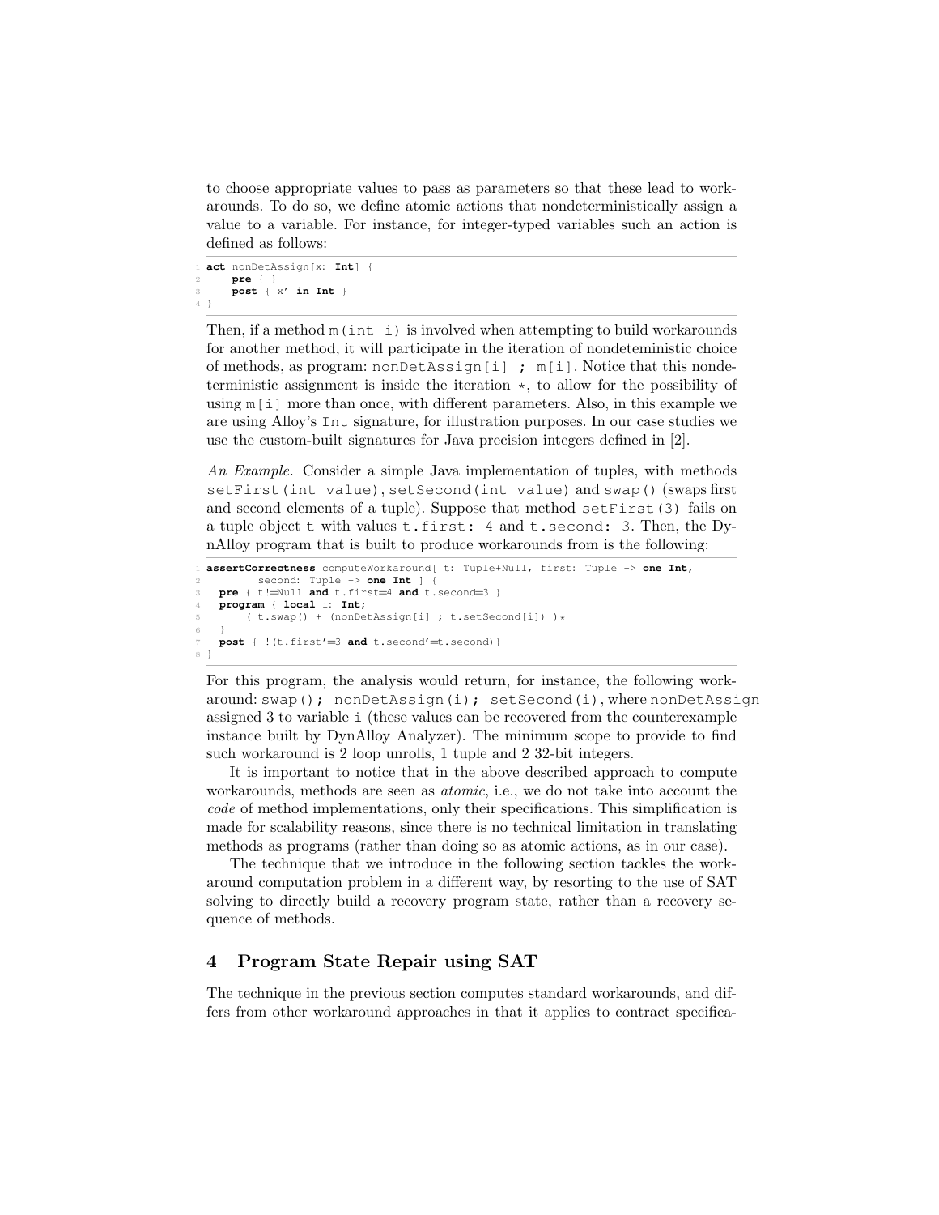to choose appropriate values to pass as parameters so that these lead to workarounds. To do so, we define atomic actions that nondeterministically assign a value to a variable. For instance, for integer-typed variables such an action is defined as follows:

```
act nonDetAssign[x: Int] {
    pre { }
    post { x' in Int }
}
```

Then, if a method `m(int i)` is involved when attempting to build workarounds for another method, it will participate in the iteration of nondeterministic choice of methods, as program: `nonDetAssign[i] ; m[i]`. Notice that this nondeterministic assignment is inside the iteration $\star$, to allow for the possibility of using `m[i]` more than once, with different parameters. Also, in this example we are using Alloy's `Int` signature, for illustration purposes. In our case studies we use the custom-built signatures for Java precision integers defined in [2].

*An Example.* Consider a simple Java implementation of tuples, with methods `setFirst(int value)`, `setSecond(int value)` and `swap()` (swaps first and second elements of a tuple). Suppose that method `setFirst(3)` fails on a tuple object `t` with values `t.first: 4` and `t.second: 3`. Then, the DynAlloy program that is built to produce workarounds from is the following:

```
assertCorrectness computeWorkaround[ t: Tuple+Null, first: Tuple -> one Int,
        second: Tuple -> one Int ] {
  pre { t!=Null and t.first=4 and t.second=3 }
  program { local i: Int;
      ( t.swap() + (nonDetAssign[i] ; t.setSecond[i]) )*
  }
  post { !(t.first'=3 and t.second'=t.second)}
}
```

For this program, the analysis would return, for instance, the following workaround: `swap(); nonDetAssign(i); setSecond(i)`, where `nonDetAssign` assigned 3 to variable `i` (these values can be recovered from the counterexample instance built by DynAlloy Analyzer). The minimum scope to provide to find such workaround is 2 loop unrolls, 1 tuple and 2 32-bit integers.

It is important to notice that in the above described approach to compute workarounds, methods are seen as *atomic*, i.e., we do not take into account the *code* of method implementations, only their specifications. This simplification is made for scalability reasons, since there is no technical limitation in translating methods as programs (rather than doing so as atomic actions, as in our case).

The technique that we introduce in the following section tackles the workaround computation problem in a different way, by resorting to the use of SAT solving to directly build a recovery program state, rather than a recovery sequence of methods.

## 4 Program State Repair using SAT

The technique in the previous section computes standard workarounds, and differs from other workaround approaches in that it applies to contract specifica-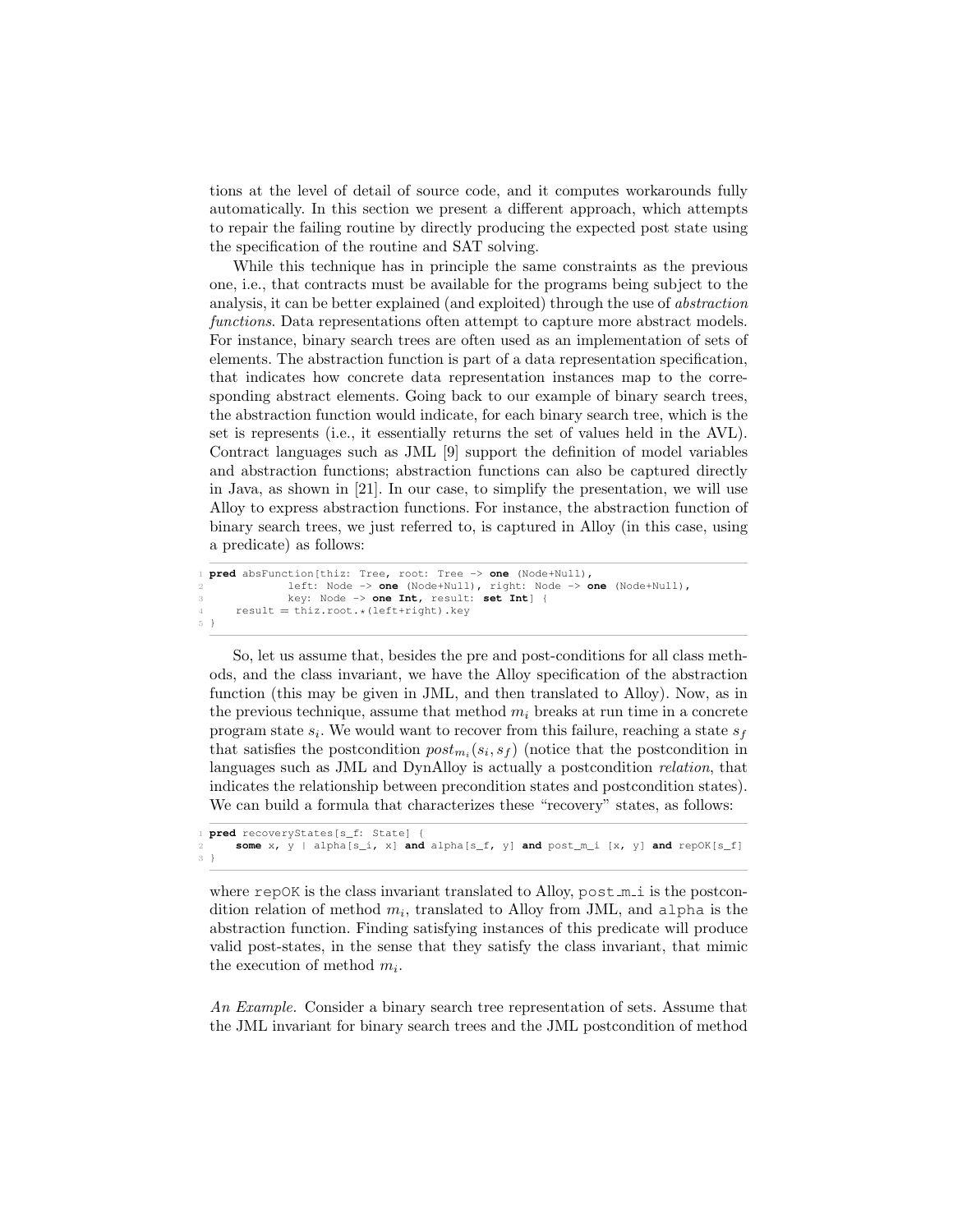tions at the level of detail of source code, and it computes workarounds fully automatically. In this section we present a different approach, which attempts to repair the failing routine by directly producing the expected post state using the specification of the routine and SAT solving.

While this technique has in principle the same constraints as the previous one, i.e., that contracts must be available for the programs being subject to the analysis, it can be better explained (and exploited) through the use of *abstraction functions*. Data representations often attempt to capture more abstract models. For instance, binary search trees are often used as an implementation of sets of elements. The abstraction function is part of a data representation specification, that indicates how concrete data representation instances map to the corresponding abstract elements. Going back to our example of binary search trees, the abstraction function would indicate, for each binary search tree, which is the set is represents (i.e., it essentially returns the set of values held in the AVL). Contract languages such as JML [9] support the definition of model variables and abstraction functions; abstraction functions can also be captured directly in Java, as shown in [21]. In our case, to simplify the presentation, we will use Alloy to express abstraction functions. For instance, the abstraction function of binary search trees, we just referred to, is captured in Alloy (in this case, using a predicate) as follows:

```
1 pred absFunction[thiz: Tree, root: Tree -> one (Node+Null),
2             left: Node -> one (Node+Null), right: Node -> one (Node+Null),
3             key: Node -> one Int, result: set Int] {
4     result = thiz.root.*(left+right).key
5 }
```

So, let us assume that, besides the pre and post-conditions for all class methods, and the class invariant, we have the Alloy specification of the abstraction function (this may be given in JML, and then translated to Alloy). Now, as in the previous technique, assume that method $m_i$ breaks at run time in a concrete program state $s_i$. We would want to recover from this failure, reaching a state $s_f$ that satisfies the postcondition $post_{m_i}(s_i, s_f)$ (notice that the postcondition in languages such as JML and DynAlloy is actually a postcondition *relation*, that indicates the relationship between precondition states and postcondition states). We can build a formula that characterizes these "recovery" states, as follows:

```
1 pred recoveryStates[s_f: State] {
2     some x, y | alpha[s_i, x] and alpha[s_f, y] and post_m_i [x, y] and repOK[s_f]
3 }
```

where `repOK` is the class invariant translated to Alloy, `post_m_i` is the postcondition relation of method $m_i$, translated to Alloy from JML, and `alpha` is the abstraction function. Finding satisfying instances of this predicate will produce valid post-states, in the sense that they satisfy the class invariant, that mimic the execution of method $m_i$.

*An Example.* Consider a binary search tree representation of sets. Assume that the JML invariant for binary search trees and the JML postcondition of method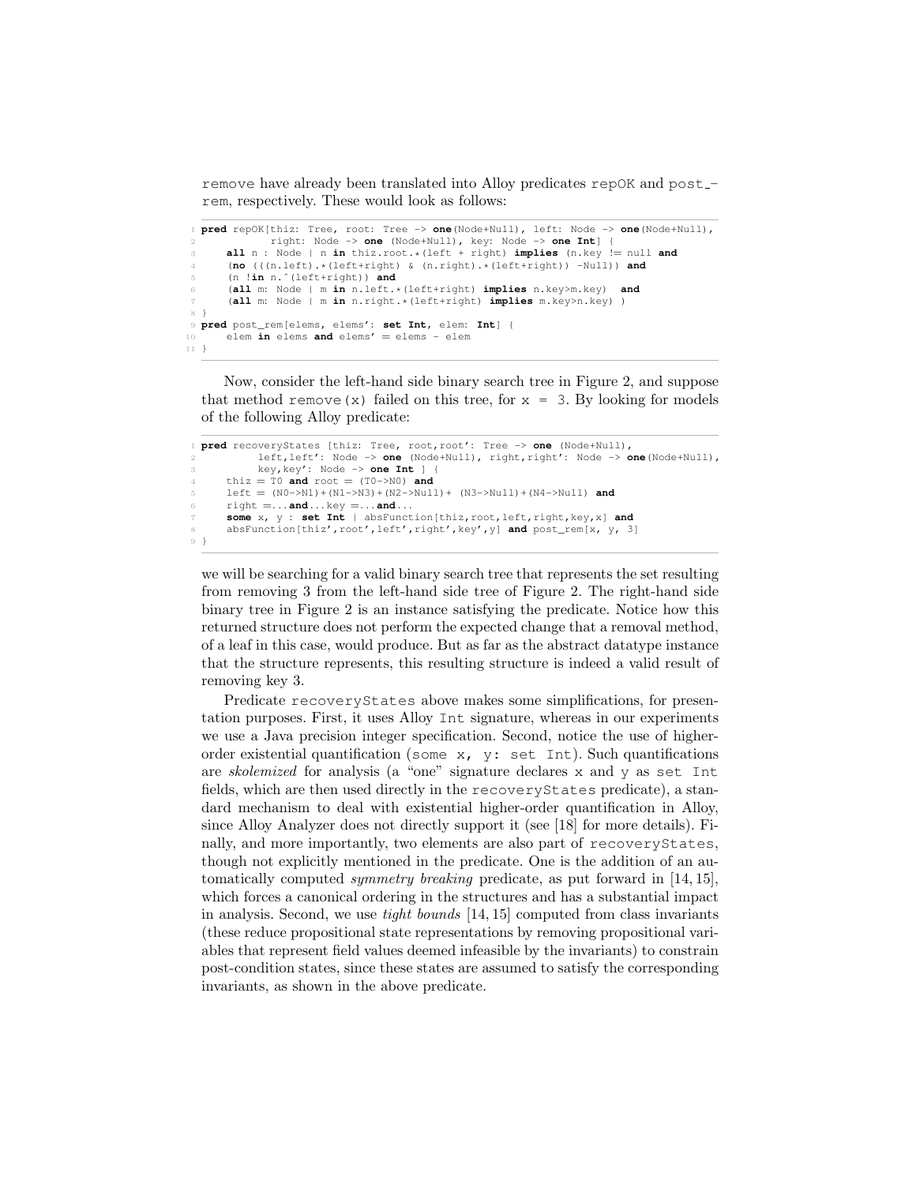remove have already been translated into Alloy predicates repOK and post_rem, respectively. These would look as follows:

```
1 pred repOK[thiz: Tree, root: Tree -> one(Node+Null), left: Node -> one(Node+Null),
2           right: Node -> one (Node+Null), key: Node -> one Int] {
3     all n : Node | n in thiz.root.*(left + right) implies (n.key != null and
4     (no (((n.left).*(left+right) & (n.right).*(left+right)) -Null)) and
5     (n !in n.^(left+right)) and
6     (all m: Node | m in n.left.*(left+right) implies n.key>m.key)  and
7     (all m: Node | m in n.right.*(left+right) implies m.key>n.key) )
8 }
9 pred post_rem[elems, elems': set Int, elem: Int] {
10    elem in elems and elems' = elems - elem
11 }
```

Now, consider the left-hand side binary search tree in Figure 2, and suppose that method remove(x) failed on this tree, for x = 3. By looking for models of the following Alloy predicate:

```
1 pred recoveryStates [thiz: Tree, root,root': Tree -> one (Node+Null),
2         left,left': Node -> one (Node+Null), right,right': Node -> one(Node+Null),
3         key,key': Node -> one Int ] {
4     thiz = T0 and root = (T0->N0) and
5     left = (N0->N1)+(N1->N3)+(N2->Null)+ (N3->Null)+(N4->Null) and
6     right =...and...key =...and...
7     some x, y : set Int | absFunction[thiz,root,left,right,key,x] and
8     absFunction[thiz',root',left',right',key',y] and post_rem[x, y, 3]
9 }
```

we will be searching for a valid binary search tree that represents the set resulting from removing 3 from the left-hand side tree of Figure 2. The right-hand side binary tree in Figure 2 is an instance satisfying the predicate. Notice how this returned structure does not perform the expected change that a removal method, of a leaf in this case, would produce. But as far as the abstract datatype instance that the structure represents, this resulting structure is indeed a valid result of removing key 3.

Predicate recoveryStates above makes some simplifications, for presentation purposes. First, it uses Alloy Int signature, whereas in our experiments we use a Java precision integer specification. Second, notice the use of higher-order existential quantification (some x, y: set Int). Such quantifications are *skolemized* for analysis (a "one" signature declares x and y as set Int fields, which are then used directly in the recoveryStates predicate), a standard mechanism to deal with existential higher-order quantification in Alloy, since Alloy Analyzer does not directly support it (see [18] for more details). Finally, and more importantly, two elements are also part of recoveryStates, though not explicitly mentioned in the predicate. One is the addition of an automatically computed *symmetry breaking* predicate, as put forward in [14, 15], which forces a canonical ordering in the structures and has a substantial impact in analysis. Second, we use *tight bounds* [14, 15] computed from class invariants (these reduce propositional state representations by removing propositional variables that represent field values deemed infeasible by the invariants) to constrain post-condition states, since these states are assumed to satisfy the corresponding invariants, as shown in the above predicate.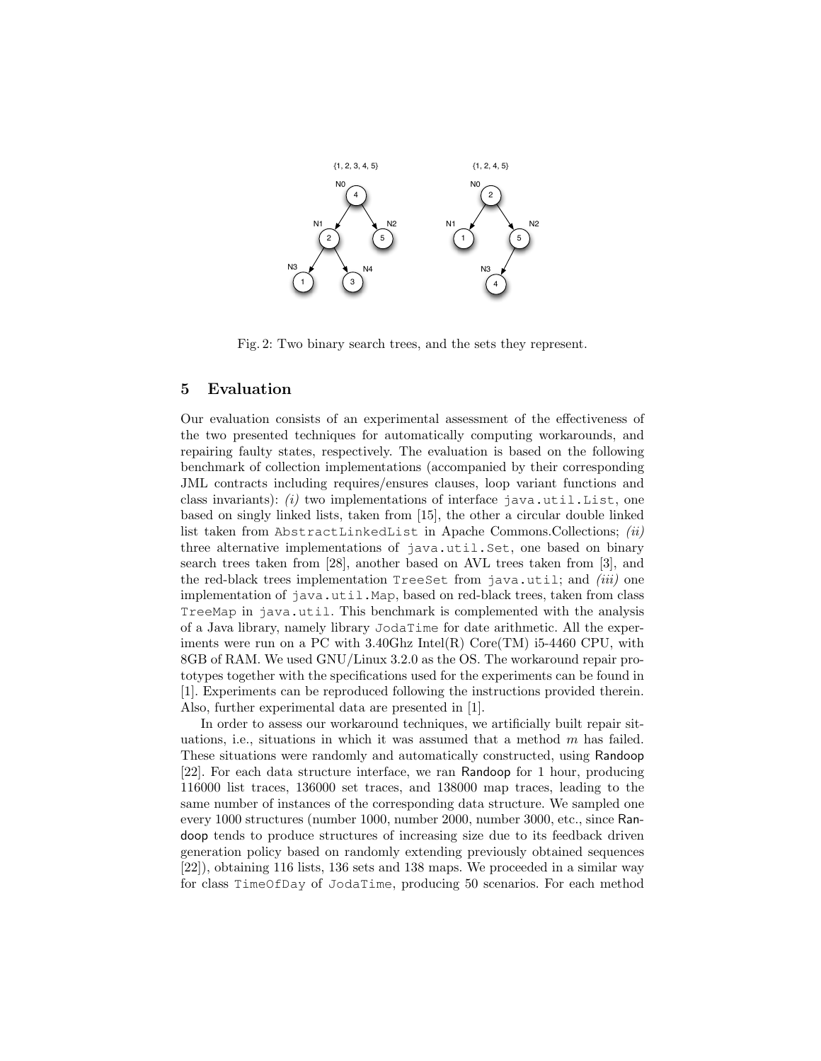Fig. 2: Two binary search trees, and the sets they represent.

## 5 Evaluation

Our evaluation consists of an experimental assessment of the effectiveness of the two presented techniques for automatically computing workarounds, and repairing faulty states, respectively. The evaluation is based on the following benchmark of collection implementations (accompanied by their corresponding JML contracts including requires/ensures clauses, loop variant functions and class invariants): *(i)* two implementations of interface `java.util.List`, one based on singly linked lists, taken from [15], the other a circular double linked list taken from `AbstractLinkedList` in Apache Commons.Collections; *(ii)* three alternative implementations of `java.util.Set`, one based on binary search trees taken from [28], another based on AVL trees taken from [3], and the red-black trees implementation `TreeSet` from `java.util`; and *(iii)* one implementation of `java.util.Map`, based on red-black trees, taken from class `TreeMap` in `java.util`. This benchmark is complemented with the analysis of a Java library, namely library `JodaTime` for date arithmetic. All the experiments were run on a PC with 3.40Ghz Intel(R) Core(TM) i5-4460 CPU, with 8GB of RAM. We used GNU/Linux 3.2.0 as the OS. The workaround repair prototypes together with the specifications used for the experiments can be found in [1]. Experiments can be reproduced following the instructions provided therein. Also, further experimental data are presented in [1].

In order to assess our workaround techniques, we artificially built repair situations, i.e., situations in which it was assumed that a method $m$ has failed. These situations were randomly and automatically constructed, using Randoop [22]. For each data structure interface, we ran Randoop for 1 hour, producing 116000 list traces, 136000 set traces, and 138000 map traces, leading to the same number of instances of the corresponding data structure. We sampled one every 1000 structures (number 1000, number 2000, number 3000, etc., since Randoop tends to produce structures of increasing size due to its feedback driven generation policy based on randomly extending previously obtained sequences [22]), obtaining 116 lists, 136 sets and 138 maps. We proceeded in a similar way for class `TimeOfDay` of `JodaTime`, producing 50 scenarios. For each method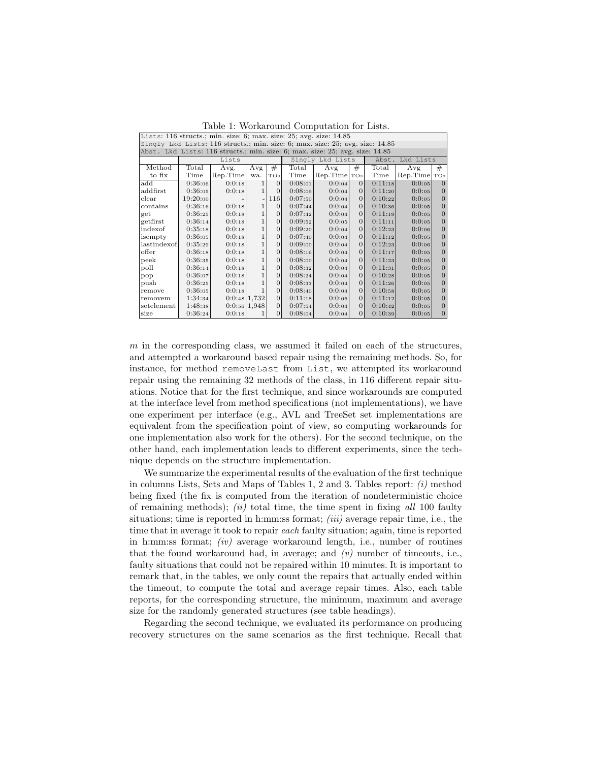Table 1: Workaround Computation for Lists.

| Lists: 116 structs.; min. size: 6; max. size: 25; avg. size: 14.85 | | | | | | | | | | | | |
|---|---|---|---|---|---|---|---|---|---|---|---|---|
| Singly Lkd Lists: 116 structs.; min. size: 6; max. size: 25; avg. size: 14.85 | | | | | | | | | | | | |
| Abst. Lkd Lists: 116 structs.; min. size: 6; max. size: 25; avg. size: 14.85 | | | | | | | | | | | | |
| | Lists | | | | Singly Lkd Lists | | | | Abst. Lkd Lists | | | |
| Method to fix | Total Time | Avg. Rep.Time | Avg wa. | # TOs | Total Time | Avg Rep.Time | # TOs | | Total Time | Avg Rep.Time | # TOs | |
| add | 0:36:06 | 0:0:18 | 1 | 0 | 0:08:01 | 0:0:04 | 0 | | 0:11:18 | 0:0:05 | 0 | |
| addfirst | 0:36:05 | 0:0:18 | 1 | 0 | 0:08:09 | 0:0:04 | 0 | | 0:11:20 | 0:0:05 | 0 | |
| clear | 19:20:00 | - | - | 116 | 0:07:50 | 0:0:04 | 0 | | 0:10:22 | 0:0:05 | 0 | |
| contains | 0:36:16 | 0:0:18 | 1 | 0 | 0:07:44 | 0:0:04 | 0 | | 0:10:36 | 0:0:05 | 0 | |
| get | 0:36:25 | 0:0:18 | 1 | 0 | 0:07:42 | 0:0:04 | 0 | | 0:11:19 | 0:0:05 | 0 | |
| getfirst | 0:36:14 | 0:0:18 | 1 | 0 | 0:09:52 | 0:0:05 | 0 | | 0:11:11 | 0:0:05 | 0 | |
| indexof | 0:35:18 | 0:0:18 | 1 | 0 | 0:09:20 | 0:0:04 | 0 | | 0:12:23 | 0:0:06 | 0 | |
| isempty | 0:36:05 | 0:0:18 | 1 | 0 | 0:07:40 | 0:0:04 | 0 | | 0:11:12 | 0:0:05 | 0 | |
| lastindexof | 0:35:29 | 0:0:18 | 1 | 0 | 0:09:00 | 0:0:04 | 0 | | 0:12:23 | 0:0:06 | 0 | |
| offer | 0:36:18 | 0:0:18 | 1 | 0 | 0:08:16 | 0:0:04 | 0 | | 0:11:17 | 0:0:05 | 0 | |
| peek | 0:36:35 | 0:0:18 | 1 | 0 | 0:08:00 | 0:0:04 | 0 | | 0:11:23 | 0:0:05 | 0 | |
| poll | 0:36:14 | 0:0:18 | 1 | 0 | 0:08:32 | 0:0:04 | 0 | | 0:11:31 | 0:0:05 | 0 | |
| pop | 0:36:07 | 0:0:18 | 1 | 0 | 0:08:24 | 0:0:04 | 0 | | 0:10:28 | 0:0:05 | 0 | |
| push | 0:36:25 | 0:0:18 | 1 | 0 | 0:08:33 | 0:0:04 | 0 | | 0:11:26 | 0:0:05 | 0 | |
| remove | 0:36:05 | 0:0:18 | 1 | 0 | 0:08:40 | 0:0:04 | 0 | | 0:10:58 | 0:0:05 | 0 | |
| removem | 1:34:34 | 0:0:48 | 1,732 | 0 | 0:11:18 | 0:0:06 | 0 | | 0:11:12 | 0:0:05 | 0 | |
| setelement | 1:48:38 | 0:0:56 | 1,948 | 0 | 0:07:54 | 0:0:04 | 0 | | 0:10:42 | 0:0:05 | 0 | |
| size | 0:36:24 | 0:0:18 | 1 | 0 | 0:08:04 | 0:0:04 | 0 | | 0:10:39 | 0:0:05 | 0 | |

$m$ in the corresponding class, we assumed it failed on each of the structures, and attempted a workaround based repair using the remaining methods. So, for instance, for method removeLast from List, we attempted its workaround repair using the remaining 32 methods of the class, in 116 different repair situations. Notice that for the first technique, and since workarounds are computed at the interface level from method specifications (not implementations), we have one experiment per interface (e.g., AVL and TreeSet set implementations are equivalent from the specification point of view, so computing workarounds for one implementation also work for the others). For the second technique, on the other hand, each implementation leads to different experiments, since the technique depends on the structure implementation.

We summarize the experimental results of the evaluation of the first technique in columns Lists, Sets and Maps of Tables 1, 2 and 3. Tables report: *(i)* method being fixed (the fix is computed from the iteration of nondeterministic choice of remaining methods); *(ii)* total time, the time spent in fixing *all* 100 faulty situations; time is reported in h:mm:ss format; *(iii)* average repair time, i.e., the time that in average it took to repair *each* faulty situation; again, time is reported in h:mm:ss format; *(iv)* average workaround length, i.e., number of routines that the found workaround had, in average; and *(v)* number of timeouts, i.e., faulty situations that could not be repaired within 10 minutes. It is important to remark that, in the tables, we only count the repairs that actually ended within the timeout, to compute the total and average repair times. Also, each table reports, for the corresponding structure, the minimum, maximum and average size for the randomly generated structures (see table headings).

Regarding the second technique, we evaluated its performance on producing recovery structures on the same scenarios as the first technique. Recall that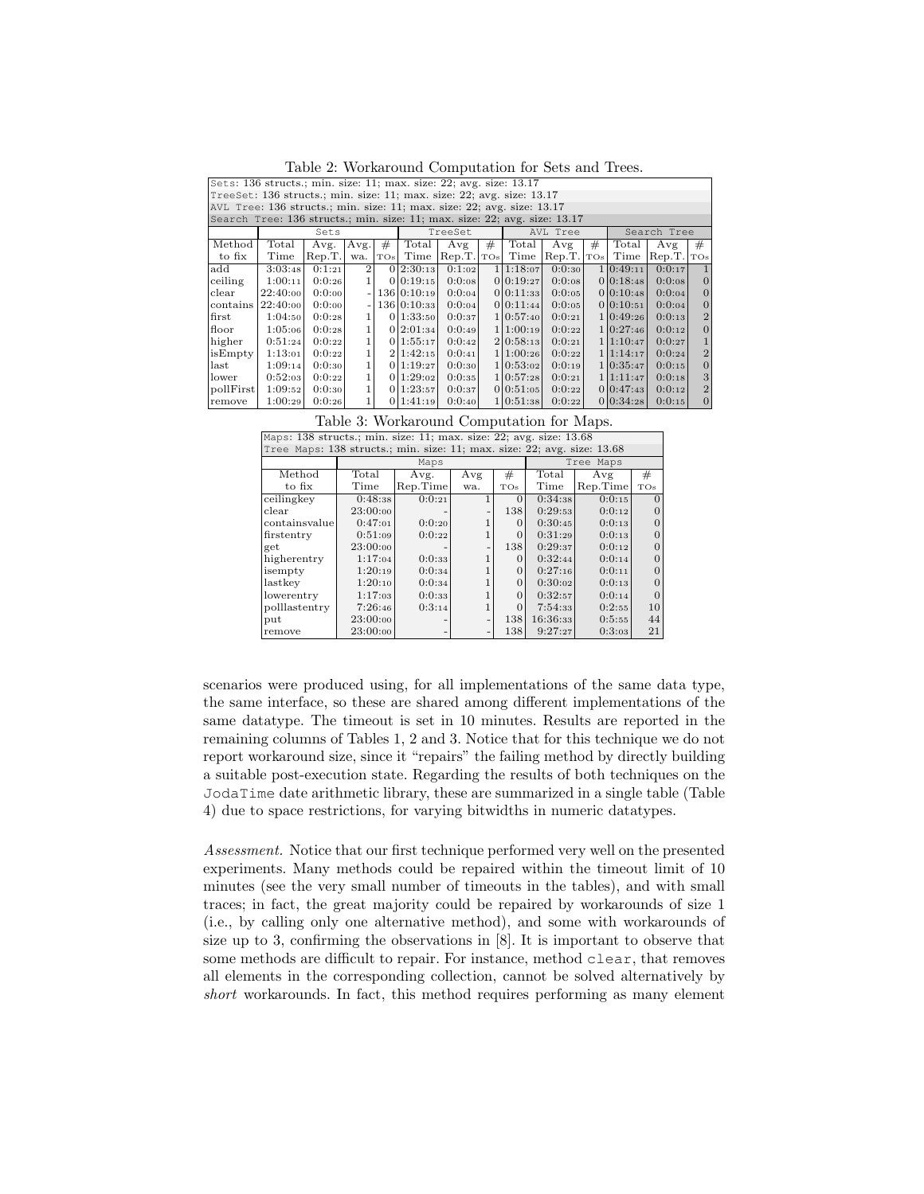Table 2: Workaround Computation for Sets and Trees.

| Sets: 136 structs.; min. size: 11; max. size: 22; avg. size: 13.17 | | | | | | | | | | | | | | |
|---|---|---|---|---|---|---|---|---|---|---|---|---|---|---|
| TreeSet: 136 structs.; min. size: 11; max. size: 22; avg. size: 13.17 | | | | | | | | | | | | | | |
| AVL Tree: 136 structs.; min. size: 11; max. size: 22; avg. size: 13.17 | | | | | | | | | | | | | | |
| Search Tree: 136 structs.; min. size: 11; max. size: 22; avg. size: 13.17 | | | | | | | | | | | | | | |
| | Sets | | | | TreeSet | | | AVL Tree | | | Search Tree | | | |
| Method to fix | Total Time | Avg. Rep.T. | Avg. wa. | # TOs | Total Time | Avg Rep.T. | # TOs | Total Time | Avg Rep.T. | # TOs | Total Time | Avg Rep.T. | # TOs | |
| add | 3:03:48 | 0:1:21 | 2 | 0 | 2:30:13 | 0:1:02 | 1 | 1:18:07 | 0:0:30 | 1 | 0:49:11 | 0:0:17 | 1 | |
| ceiling | 1:00:11 | 0:0:26 | 1 | 0 | 0:19:15 | 0:0:08 | 0 | 0:19:27 | 0:0:08 | 0 | 0:18:48 | 0:0:08 | 0 | |
| clear | 22:40:00 | 0:0:00 | - | 136 | 0:10:19 | 0:0:04 | 0 | 0:11:33 | 0:0:05 | 0 | 0:10:48 | 0:0:04 | 0 | |
| contains | 22:40:00 | 0:0:00 | - | 136 | 0:10:33 | 0:0:04 | 0 | 0:11:44 | 0:0:05 | 0 | 0:10:51 | 0:0:04 | 0 | |
| first | 1:04:50 | 0:0:28 | 1 | 0 | 1:33:50 | 0:0:37 | 1 | 0:57:40 | 0:0:21 | 1 | 0:49:26 | 0:0:13 | 2 | |
| floor | 1:05:06 | 0:0:28 | 1 | 0 | 2:01:34 | 0:0:49 | 1 | 1:00:19 | 0:0:22 | 1 | 0:27:46 | 0:0:12 | 0 | |
| higher | 0:51:24 | 0:0:22 | 1 | 0 | 1:55:17 | 0:0:42 | 2 | 0:58:13 | 0:0:21 | 1 | 1:10:47 | 0:0:27 | 1 | |
| isEmpty | 1:13:01 | 0:0:22 | 1 | 2 | 1:42:15 | 0:0:41 | 1 | 1:00:26 | 0:0:22 | 1 | 1:14:17 | 0:0:24 | 2 | |
| last | 1:09:14 | 0:0:30 | 1 | 0 | 1:19:27 | 0:0:30 | 1 | 0:53:02 | 0:0:19 | 1 | 0:35:47 | 0:0:15 | 0 | |
| lower | 0:52:03 | 0:0:22 | 1 | 0 | 1:29:02 | 0:0:35 | 1 | 0:57:28 | 0:0:21 | 1 | 1:11:47 | 0:0:18 | 3 | |
| pollFirst | 1:09:52 | 0:0:30 | 1 | 0 | 1:23:57 | 0:0:37 | 0 | 0:51:05 | 0:0:22 | 0 | 0:47:43 | 0:0:12 | 2 | |
| remove | 1:00:29 | 0:0:26 | 1 | 0 | 1:41:19 | 0:0:40 | 1 | 0:51:38 | 0:0:22 | 0 | 0:34:28 | 0:0:15 | 0 | |

Table 3: Workaround Computation for Maps.

| Maps: 138 structs.; min. size: 11; max. size: 22; avg. size: 13.68 | | | | | | | |
|---|---|---|---|---|---|---|---|
| Tree Maps: 138 structs.; min. size: 11; max. size: 22; avg. size: 13.68 | | | | | | | |
| | Maps | | | | Tree Maps | | |
| Method to fix | Total Time | Avg. Rep.Time | Avg wa. | # TOs | Total Time | Avg Rep.Time | # TOs |
| ceilingkey | 0:48:38 | 0:0:21 | 1 | 0 | 0:34:38 | 0:0:15 | 0 |
| clear | 23:00:00 | - | - | 138 | 0:29:53 | 0:0:12 | 0 |
| containsvalue | 0:47:01 | 0:0:20 | 1 | 0 | 0:30:45 | 0:0:13 | 0 |
| firstentry | 0:51:09 | 0:0:22 | 1 | 0 | 0:31:29 | 0:0:13 | 0 |
| get | 23:00:00 | - | - | 138 | 0:29:37 | 0:0:12 | 0 |
| higherentry | 1:17:04 | 0:0:33 | 1 | 0 | 0:32:44 | 0:0:14 | 0 |
| isempty | 1:20:19 | 0:0:34 | 1 | 0 | 0:27:16 | 0:0:11 | 0 |
| lastkey | 1:20:10 | 0:0:34 | 1 | 0 | 0:30:02 | 0:0:13 | 0 |
| lowerentry | 1:17:03 | 0:0:33 | 1 | 0 | 0:32:57 | 0:0:14 | 0 |
| polllastentry | 7:26:46 | 0:3:14 | 1 | 0 | 7:54:33 | 0:2:55 | 10 |
| put | 23:00:00 | - | - | 138 | 16:36:33 | 0:5:55 | 44 |
| remove | 23:00:00 | - | - | 138 | 9:27:27 | 0:3:03 | 21 |

scenarios were produced using, for all implementations of the same data type, the same interface, so these are shared among different implementations of the same datatype. The timeout is set in 10 minutes. Results are reported in the remaining columns of Tables 1, 2 and 3. Notice that for this technique we do not report workaround size, since it "repairs" the failing method by directly building a suitable post-execution state. Regarding the results of both techniques on the JodaTime date arithmetic library, these are summarized in a single table (Table 4) due to space restrictions, for varying bitwidths in numeric datatypes.

*Assessment.* Notice that our first technique performed very well on the presented experiments. Many methods could be repaired within the timeout limit of 10 minutes (see the very small number of timeouts in the tables), and with small traces; in fact, the great majority could be repaired by workarounds of size 1 (i.e., by calling only one alternative method), and some with workarounds of size up to 3, confirming the observations in [8]. It is important to observe that some methods are difficult to repair. For instance, method clear, that removes all elements in the corresponding collection, cannot be solved alternatively by *short* workarounds. In fact, this method requires performing as many element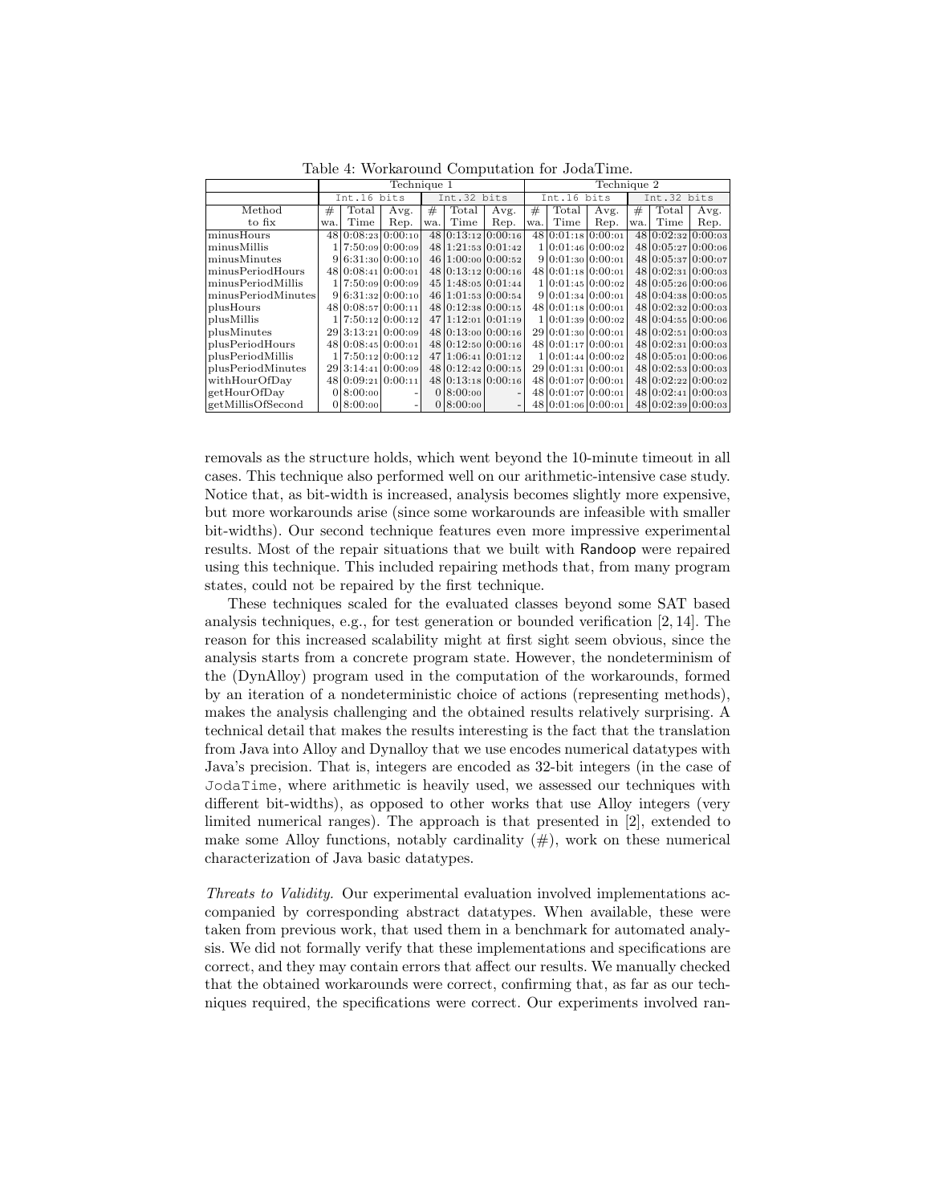Table 4: Workaround Computation for JodaTime.

| | Technique 1 | | | | | | Technique 2 | | | | | |
|---|---|---|---|---|---|---|---|---|---|---|---|---|
| | Int.16 bits | | | Int.32 bits | | | Int.16 bits | | | Int.32 bits | | |
| Method to fix | # wa. | Total Time | Avg. Rep. | # wa. | Total Time | Avg. Rep. | # wa. | Total Time | Avg. Rep. | # wa. | Total Time | Avg. Rep. |
| minusHours | 48 | 0:08:23 | 0:00:10 | 48 | 0:13:12 | 0:00:16 | 48 | 0:01:18 | 0:00:01 | 48 | 0:02:32 | 0:00:03 |
| minusMillis | 1 | 7:50:09 | 0:00:09 | 48 | 1:21:53 | 0:01:42 | 1 | 0:01:46 | 0:00:02 | 48 | 0:05:27 | 0:00:06 |
| minusMinutes | 9 | 6:31:30 | 0:00:10 | 46 | 1:00:00 | 0:00:52 | 9 | 0:01:30 | 0:00:01 | 48 | 0:05:37 | 0:00:07 |
| minusPeriodHours | 48 | 0:08:41 | 0:00:01 | 48 | 0:13:12 | 0:00:16 | 48 | 0:01:18 | 0:00:01 | 48 | 0:02:31 | 0:00:03 |
| minusPeriodMillis | 1 | 7:50:09 | 0:00:09 | 45 | 1:48:05 | 0:01:44 | 1 | 0:01:45 | 0:00:02 | 48 | 0:05:26 | 0:00:06 |
| minusPeriodMinutes | 9 | 6:31:32 | 0:00:10 | 46 | 1:01:53 | 0:00:54 | 9 | 0:01:34 | 0:00:01 | 48 | 0:04:38 | 0:00:05 |
| plusHours | 48 | 0:08:57 | 0:00:11 | 48 | 0:12:38 | 0:00:15 | 48 | 0:01:18 | 0:00:01 | 48 | 0:02:32 | 0:00:03 |
| plusMillis | 1 | 7:50:12 | 0:00:12 | 47 | 1:12:01 | 0:01:19 | 1 | 0:01:39 | 0:00:02 | 48 | 0:04:55 | 0:00:06 |
| plusMinutes | 29 | 3:13:21 | 0:00:09 | 48 | 0:13:00 | 0:00:16 | 29 | 0:01:30 | 0:00:01 | 48 | 0:02:51 | 0:00:03 |
| plusPeriodHours | 48 | 0:08:45 | 0:00:01 | 48 | 0:12:50 | 0:00:16 | 48 | 0:01:17 | 0:00:01 | 48 | 0:02:31 | 0:00:03 |
| plusPeriodMillis | 1 | 7:50:12 | 0:00:12 | 47 | 1:06:41 | 0:01:12 | 1 | 0:01:44 | 0:00:02 | 48 | 0:05:01 | 0:00:06 |
| plusPeriodMinutes | 29 | 3:14:41 | 0:00:09 | 48 | 0:12:42 | 0:00:15 | 29 | 0:01:31 | 0:00:01 | 48 | 0:02:53 | 0:00:03 |
| withHourOfDay | 48 | 0:09:21 | 0:00:11 | 48 | 0:13:18 | 0:00:16 | 48 | 0:01:07 | 0:00:01 | 48 | 0:02:22 | 0:00:02 |
| getHourOfDay | 0 | 8:00:00 | - | 0 | 8:00:00 | - | 48 | 0:01:07 | 0:00:01 | 48 | 0:02:41 | 0:00:03 |
| getMillisOfSecond | 0 | 8:00:00 | - | 0 | 8:00:00 | - | 48 | 0:01:06 | 0:00:01 | 48 | 0:02:39 | 0:00:03 |

removals as the structure holds, which went beyond the 10-minute timeout in all cases. This technique also performed well on our arithmetic-intensive case study. Notice that, as bit-width is increased, analysis becomes slightly more expensive, but more workarounds arise (since some workarounds are infeasible with smaller bit-widths). Our second technique features even more impressive experimental results. Most of the repair situations that we built with Randoop were repaired using this technique. This included repairing methods that, from many program states, could not be repaired by the first technique.

These techniques scaled for the evaluated classes beyond some SAT based analysis techniques, e.g., for test generation or bounded verification [2, 14]. The reason for this increased scalability might at first sight seem obvious, since the analysis starts from a concrete program state. However, the nondeterminism of the (DynAlloy) program used in the computation of the workarounds, formed by an iteration of a nondeterministic choice of actions (representing methods), makes the analysis challenging and the obtained results relatively surprising. A technical detail that makes the results interesting is the fact that the translation from Java into Alloy and Dynalloy that we use encodes numerical datatypes with Java's precision. That is, integers are encoded as 32-bit integers (in the case of JodaTime, where arithmetic is heavily used, we assessed our techniques with different bit-widths), as opposed to other works that use Alloy integers (very limited numerical ranges). The approach is that presented in [2], extended to make some Alloy functions, notably cardinality (#), work on these numerical characterization of Java basic datatypes.

*Threats to Validity.* Our experimental evaluation involved implementations accompanied by corresponding abstract datatypes. When available, these were taken from previous work, that used them in a benchmark for automated analysis. We did not formally verify that these implementations and specifications are correct, and they may contain errors that affect our results. We manually checked that the obtained workarounds were correct, confirming that, as far as our techniques required, the specifications were correct. Our experiments involved ran-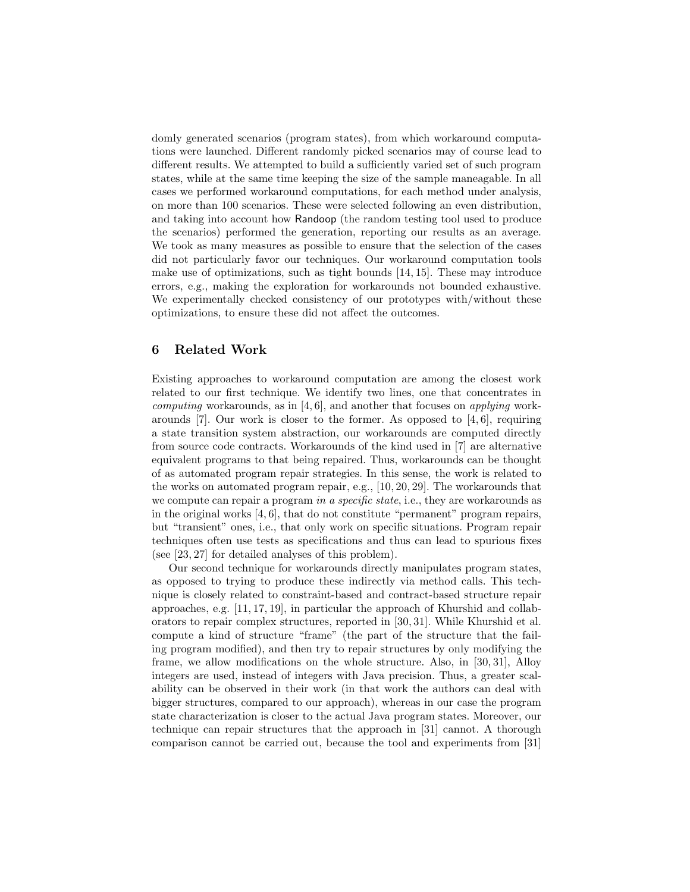domly generated scenarios (program states), from which workaround computations were launched. Different randomly picked scenarios may of course lead to different results. We attempted to build a sufficiently varied set of such program states, while at the same time keeping the size of the sample maneagable. In all cases we performed workaround computations, for each method under analysis, on more than 100 scenarios. These were selected following an even distribution, and taking into account how Randoop (the random testing tool used to produce the scenarios) performed the generation, reporting our results as an average. We took as many measures as possible to ensure that the selection of the cases did not particularly favor our techniques. Our workaround computation tools make use of optimizations, such as tight bounds [14, 15]. These may introduce errors, e.g., making the exploration for workarounds not bounded exhaustive. We experimentally checked consistency of our prototypes with/without these optimizations, to ensure these did not affect the outcomes.

## 6 Related Work

Existing approaches to workaround computation are among the closest work related to our first technique. We identify two lines, one that concentrates in *computing* workarounds, as in [4, 6], and another that focuses on *applying* workarounds [7]. Our work is closer to the former. As opposed to [4, 6], requiring a state transition system abstraction, our workarounds are computed directly from source code contracts. Workarounds of the kind used in [7] are alternative equivalent programs to that being repaired. Thus, workarounds can be thought of as automated program repair strategies. In this sense, the work is related to the works on automated program repair, e.g., [10, 20, 29]. The workarounds that we compute can repair a program *in a specific state*, i.e., they are workarounds as in the original works [4, 6], that do not constitute "permanent" program repairs, but "transient" ones, i.e., that only work on specific situations. Program repair techniques often use tests as specifications and thus can lead to spurious fixes (see [23, 27] for detailed analyses of this problem).

Our second technique for workarounds directly manipulates program states, as opposed to trying to produce these indirectly via method calls. This technique is closely related to constraint-based and contract-based structure repair approaches, e.g. [11, 17, 19], in particular the approach of Khurshid and collaborators to repair complex structures, reported in [30, 31]. While Khurshid et al. compute a kind of structure "frame" (the part of the structure that the failing program modified), and then try to repair structures by only modifying the frame, we allow modifications on the whole structure. Also, in [30, 31], Alloy integers are used, instead of integers with Java precision. Thus, a greater scalability can be observed in their work (in that work the authors can deal with bigger structures, compared to our approach), whereas in our case the program state characterization is closer to the actual Java program states. Moreover, our technique can repair structures that the approach in [31] cannot. A thorough comparison cannot be carried out, because the tool and experiments from [31]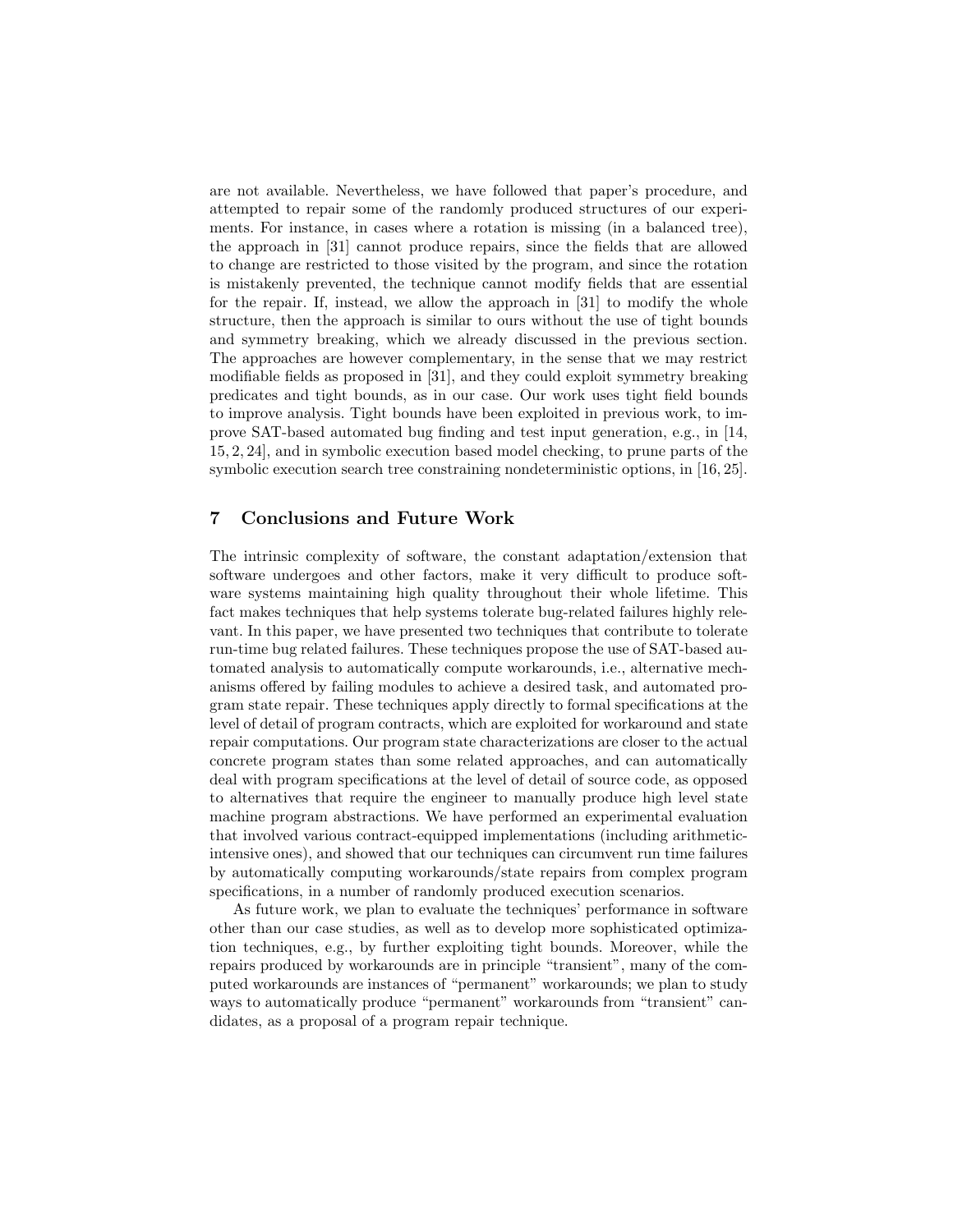are not available. Nevertheless, we have followed that paper's procedure, and attempted to repair some of the randomly produced structures of our experiments. For instance, in cases where a rotation is missing (in a balanced tree), the approach in [31] cannot produce repairs, since the fields that are allowed to change are restricted to those visited by the program, and since the rotation is mistakenly prevented, the technique cannot modify fields that are essential for the repair. If, instead, we allow the approach in [31] to modify the whole structure, then the approach is similar to ours without the use of tight bounds and symmetry breaking, which we already discussed in the previous section. The approaches are however complementary, in the sense that we may restrict modifiable fields as proposed in [31], and they could exploit symmetry breaking predicates and tight bounds, as in our case. Our work uses tight field bounds to improve analysis. Tight bounds have been exploited in previous work, to improve SAT-based automated bug finding and test input generation, e.g., in [14, 15, 2, 24], and in symbolic execution based model checking, to prune parts of the symbolic execution search tree constraining nondeterministic options, in [16, 25].

## 7 Conclusions and Future Work

The intrinsic complexity of software, the constant adaptation/extension that software undergoes and other factors, make it very difficult to produce software systems maintaining high quality throughout their whole lifetime. This fact makes techniques that help systems tolerate bug-related failures highly relevant. In this paper, we have presented two techniques that contribute to tolerate run-time bug related failures. These techniques propose the use of SAT-based automated analysis to automatically compute workarounds, i.e., alternative mechanisms offered by failing modules to achieve a desired task, and automated program state repair. These techniques apply directly to formal specifications at the level of detail of program contracts, which are exploited for workaround and state repair computations. Our program state characterizations are closer to the actual concrete program states than some related approaches, and can automatically deal with program specifications at the level of detail of source code, as opposed to alternatives that require the engineer to manually produce high level state machine program abstractions. We have performed an experimental evaluation that involved various contract-equipped implementations (including arithmetic-intensive ones), and showed that our techniques can circumvent run time failures by automatically computing workarounds/state repairs from complex program specifications, in a number of randomly produced execution scenarios.

As future work, we plan to evaluate the techniques' performance in software other than our case studies, as well as to develop more sophisticated optimization techniques, e.g., by further exploiting tight bounds. Moreover, while the repairs produced by workarounds are in principle "transient", many of the computed workarounds are instances of "permanent" workarounds; we plan to study ways to automatically produce "permanent" workarounds from "transient" candidates, as a proposal of a program repair technique.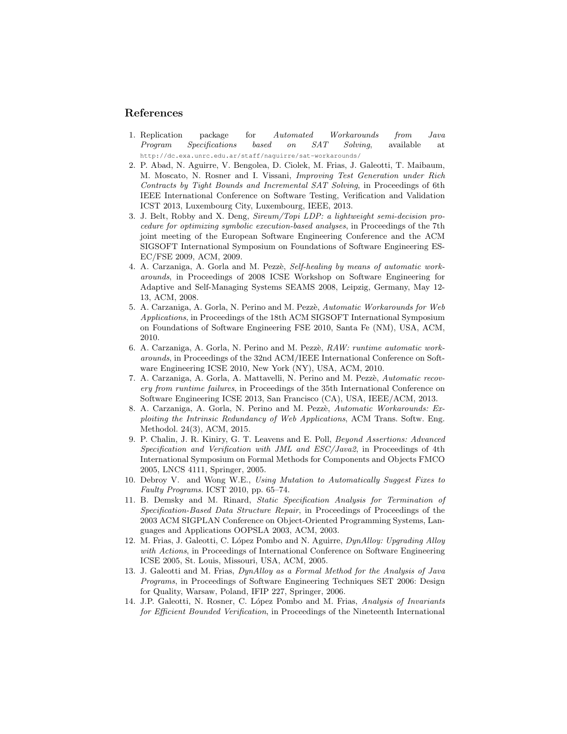## References

1. Replication package for *Automated Workarounds from Java Program Specifications based on SAT Solving*, available at http://dc.exa.unrc.edu.ar/staff/naguirre/sat-workarounds/
2. P. Abad, N. Aguirre, V. Bengolea, D. Ciolek, M. Frias, J. Galeotti, T. Maibaum, M. Moscato, N. Rosner and I. Vissani, *Improving Test Generation under Rich Contracts by Tight Bounds and Incremental SAT Solving*, in Proceedings of 6th IEEE International Conference on Software Testing, Verification and Validation ICST 2013, Luxembourg City, Luxembourg, IEEE, 2013.
3. J. Belt, Robby and X. Deng, *Sireum/Topi LDP: a lightweight semi-decision procedure for optimizing symbolic execution-based analyses*, in Proceedings of the 7th joint meeting of the European Software Engineering Conference and the ACM SIGSOFT International Symposium on Foundations of Software Engineering ESEC/FSE 2009, ACM, 2009.
4. A. Carzaniga, A. Gorla and M. Pezzè, *Self-healing by means of automatic workarounds*, in Proceedings of 2008 ICSE Workshop on Software Engineering for Adaptive and Self-Managing Systems SEAMS 2008, Leipzig, Germany, May 12-13, ACM, 2008.
5. A. Carzaniga, A. Gorla, N. Perino and M. Pezzè, *Automatic Workarounds for Web Applications*, in Proceedings of the 18th ACM SIGSOFT International Symposium on Foundations of Software Engineering FSE 2010, Santa Fe (NM), USA, ACM, 2010.
6. A. Carzaniga, A. Gorla, N. Perino and M. Pezzè, *RAW: runtime automatic workarounds*, in Proceedings of the 32nd ACM/IEEE International Conference on Software Engineering ICSE 2010, New York (NY), USA, ACM, 2010.
7. A. Carzaniga, A. Gorla, A. Mattavelli, N. Perino and M. Pezzè, *Automatic recovery from runtime failures*, in Proceedings of the 35th International Conference on Software Engineering ICSE 2013, San Francisco (CA), USA, IEEE/ACM, 2013.
8. A. Carzaniga, A. Gorla, N. Perino and M. Pezzè, *Automatic Workarounds: Exploiting the Intrinsic Redundancy of Web Applications*, ACM Trans. Softw. Eng. Methodol. 24(3), ACM, 2015.
9. P. Chalin, J. R. Kiniry, G. T. Leavens and E. Poll, *Beyond Assertions: Advanced Specification and Verification with JML and ESC/Java2*, in Proceedings of 4th International Symposium on Formal Methods for Components and Objects FMCO 2005, LNCS 4111, Springer, 2005.
10. Debroy V. and Wong W.E., *Using Mutation to Automatically Suggest Fixes to Faulty Programs*. ICST 2010, pp. 65–74.
11. B. Demsky and M. Rinard, *Static Specification Analysis for Termination of Specification-Based Data Structure Repair*, in Proceedings of Proceedings of the 2003 ACM SIGPLAN Conference on Object-Oriented Programming Systems, Languages and Applications OOPSLA 2003, ACM, 2003.
12. M. Frias, J. Galeotti, C. López Pombo and N. Aguirre, *DynAlloy: Upgrading Alloy with Actions*, in Proceedings of International Conference on Software Engineering ICSE 2005, St. Louis, Missouri, USA, ACM, 2005.
13. J. Galeotti and M. Frias, *DynAlloy as a Formal Method for the Analysis of Java Programs*, in Proceedings of Software Engineering Techniques SET 2006: Design for Quality, Warsaw, Poland, IFIP 227, Springer, 2006.
14. J.P. Galeotti, N. Rosner, C. López Pombo and M. Frias, *Analysis of Invariants for Efficient Bounded Verification*, in Proceedings of the Nineteenth International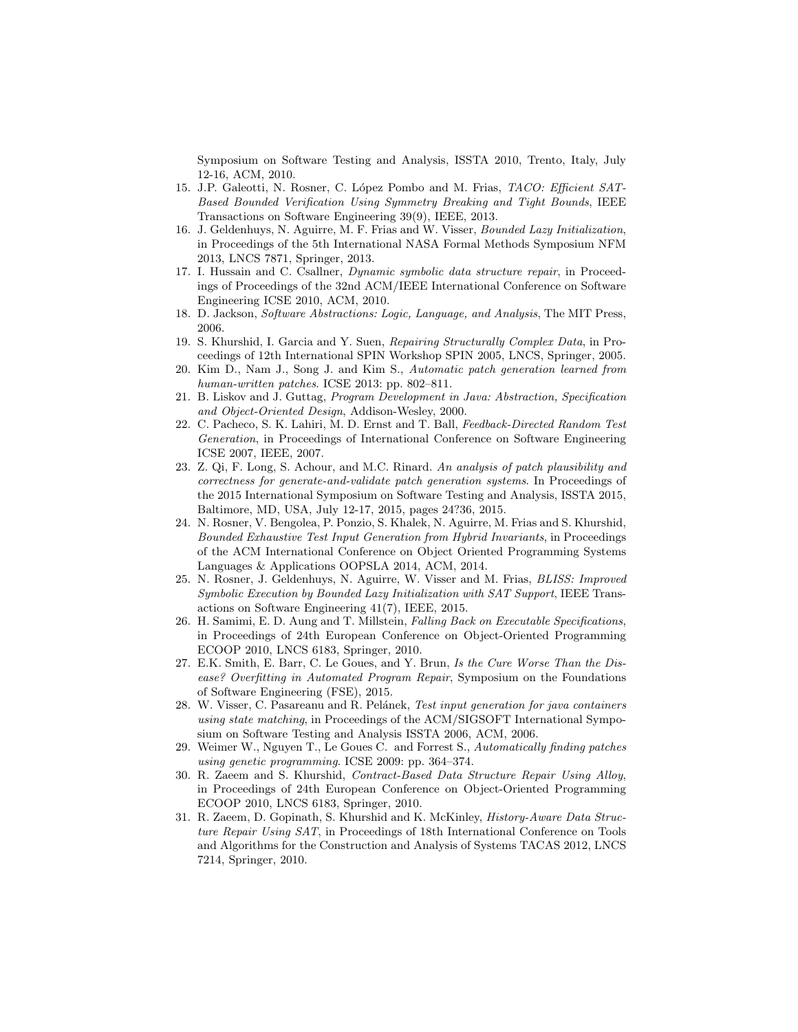Symposium on Software Testing and Analysis, ISSTA 2010, Trento, Italy, July 12-16, ACM, 2010.

15. J.P. Galeotti, N. Rosner, C. López Pombo and M. Frias, *TACO: Efficient SAT-Based Bounded Verification Using Symmetry Breaking and Tight Bounds*, IEEE Transactions on Software Engineering 39(9), IEEE, 2013.
16. J. Geldenhuys, N. Aguirre, M. F. Frias and W. Visser, *Bounded Lazy Initialization*, in Proceedings of the 5th International NASA Formal Methods Symposium NFM 2013, LNCS 7871, Springer, 2013.
17. I. Hussain and C. Csallner, *Dynamic symbolic data structure repair*, in Proceedings of Proceedings of the 32nd ACM/IEEE International Conference on Software Engineering ICSE 2010, ACM, 2010.
18. D. Jackson, *Software Abstractions: Logic, Language, and Analysis*, The MIT Press, 2006.
19. S. Khurshid, I. Garcia and Y. Suen, *Repairing Structurally Complex Data*, in Proceedings of 12th International SPIN Workshop SPIN 2005, LNCS, Springer, 2005.
20. Kim D., Nam J., Song J. and Kim S., *Automatic patch generation learned from human-written patches*. ICSE 2013: pp. 802–811.
21. B. Liskov and J. Guttag, *Program Development in Java: Abstraction, Specification and Object-Oriented Design*, Addison-Wesley, 2000.
22. C. Pacheco, S. K. Lahiri, M. D. Ernst and T. Ball, *Feedback-Directed Random Test Generation*, in Proceedings of International Conference on Software Engineering ICSE 2007, IEEE, 2007.
23. Z. Qi, F. Long, S. Achour, and M.C. Rinard. *An analysis of patch plausibility and correctness for generate-and-validate patch generation systems*. In Proceedings of the 2015 International Symposium on Software Testing and Analysis, ISSTA 2015, Baltimore, MD, USA, July 12-17, 2015, pages 24?36, 2015.
24. N. Rosner, V. Bengolea, P. Ponzio, S. Khalek, N. Aguirre, M. Frias and S. Khurshid, *Bounded Exhaustive Test Input Generation from Hybrid Invariants*, in Proceedings of the ACM International Conference on Object Oriented Programming Systems Languages & Applications OOPSLA 2014, ACM, 2014.
25. N. Rosner, J. Geldenhuys, N. Aguirre, W. Visser and M. Frias, *BLISS: Improved Symbolic Execution by Bounded Lazy Initialization with SAT Support*, IEEE Transactions on Software Engineering 41(7), IEEE, 2015.
26. H. Samimi, E. D. Aung and T. Millstein, *Falling Back on Executable Specifications*, in Proceedings of 24th European Conference on Object-Oriented Programming ECOOP 2010, LNCS 6183, Springer, 2010.
27. E.K. Smith, E. Barr, C. Le Goues, and Y. Brun, *Is the Cure Worse Than the Disease? Overfitting in Automated Program Repair*, Symposium on the Foundations of Software Engineering (FSE), 2015.
28. W. Visser, C. Pasareanu and R. Pelánek, *Test input generation for java containers using state matching*, in Proceedings of the ACM/SIGSOFT International Symposium on Software Testing and Analysis ISSTA 2006, ACM, 2006.
29. Weimer W., Nguyen T., Le Goues C. and Forrest S., *Automatically finding patches using genetic programming*. ICSE 2009: pp. 364–374.
30. R. Zaeem and S. Khurshid, *Contract-Based Data Structure Repair Using Alloy*, in Proceedings of 24th European Conference on Object-Oriented Programming ECOOP 2010, LNCS 6183, Springer, 2010.
31. R. Zaeem, D. Gopinath, S. Khurshid and K. McKinley, *History-Aware Data Structure Repair Using SAT*, in Proceedings of 18th International Conference on Tools and Algorithms for the Construction and Analysis of Systems TACAS 2012, LNCS 7214, Springer, 2010.